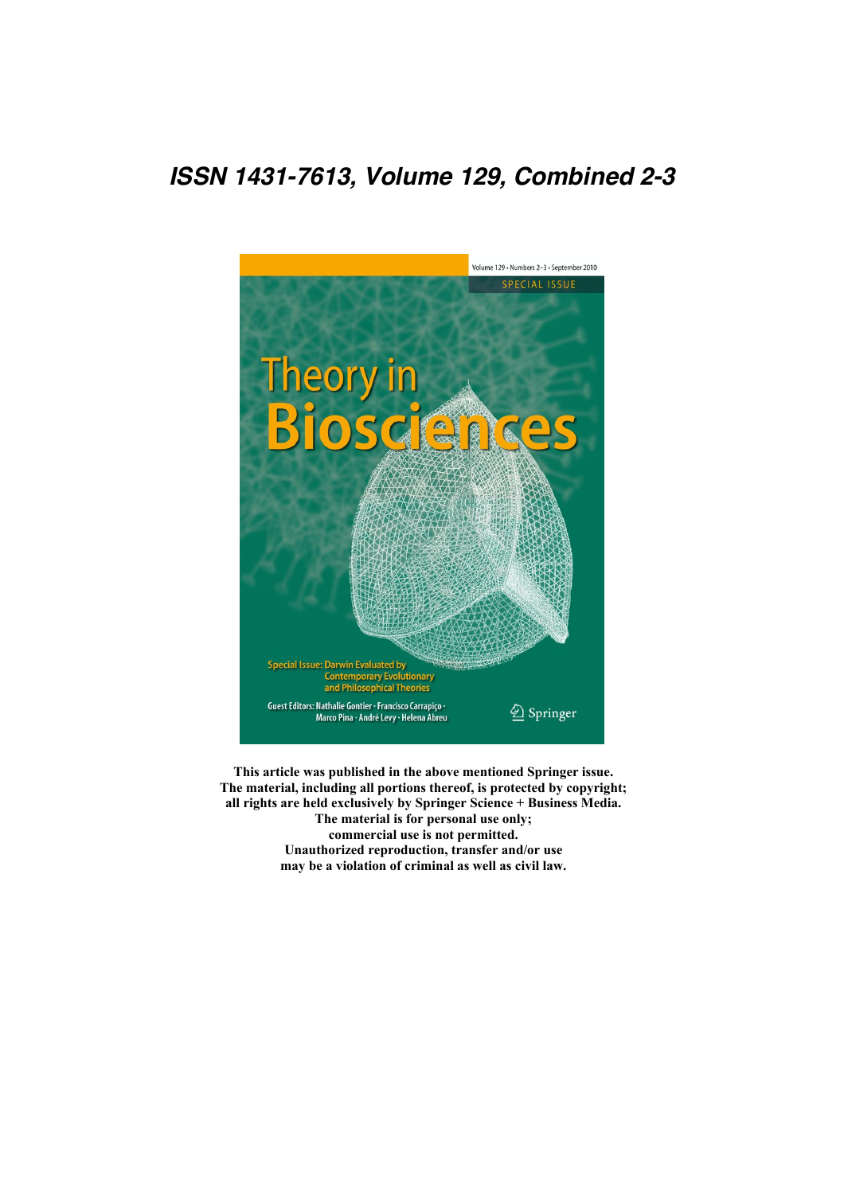***ISSN 1431-7613, Volume 129, Combined 2-3***

Volume 129 • Numbers 2–3 • September 2010

SPECIAL ISSUE

# Theory in Biosciences

Special Issue: Darwin Evaluated by Contemporary Evolutionary and Philosophical Theories

Guest Editors: Nathalie Gontier · Francisco Carrapiço · Marco Pina · André Levy · Helena Abreu

Springer

**This article was published in the above mentioned Springer issue. The material, including all portions thereof, is protected by copyright; all rights are held exclusively by Springer Science + Business Media. The material is for personal use only; commercial use is not permitted. Unauthorized reproduction, transfer and/or use may be a violation of criminal as well as civil law.**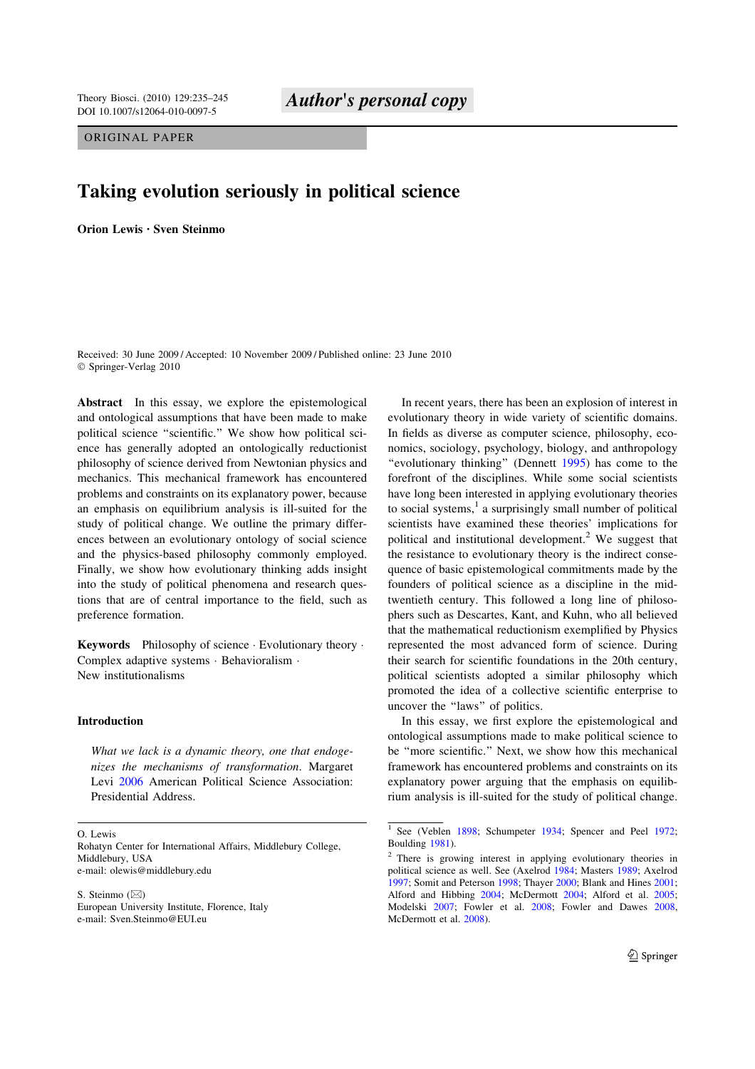**Author's personal copy**

ORIGINAL PAPER

# Taking evolution seriously in political science

**Orion Lewis · Sven Steinmo**

Received: 30 June 2009 / Accepted: 10 November 2009 / Published online: 23 June 2010
© Springer-Verlag 2010

**Abstract** In this essay, we explore the epistemological and ontological assumptions that have been made to make political science "scientific." We show how political science has generally adopted an ontologically reductionist philosophy of science derived from Newtonian physics and mechanics. This mechanical framework has encountered problems and constraints on its explanatory power, because an emphasis on equilibrium analysis is ill-suited for the study of political change. We outline the primary differences between an evolutionary ontology of social science and the physics-based philosophy commonly employed. Finally, we show how evolutionary thinking adds insight into the study of political phenomena and research questions that are of central importance to the field, such as preference formation.

**Keywords** Philosophy of science · Evolutionary theory · Complex adaptive systems · Behavioralism · New institutionalisms

O. Lewis
Rohatyn Center for International Affairs, Middlebury College, Middlebury, USA
e-mail: olewis@middlebury.edu

S. Steinmo (✉)
European University Institute, Florence, Italy
e-mail: Sven.Steinmo@EUI.eu

## Introduction

> *What we lack is a dynamic theory, one that endogenizes the mechanisms of transformation*. Margaret Levi 2006 American Political Science Association: Presidential Address.

In recent years, there has been an explosion of interest in evolutionary theory in wide variety of scientific domains. In fields as diverse as computer science, philosophy, economics, sociology, psychology, biology, and anthropology "evolutionary thinking" (Dennett 1995) has come to the forefront of the disciplines. While some social scientists have long been interested in applying evolutionary theories to social systems,[1] a surprisingly small number of political scientists have examined these theories' implications for political and institutional development.[2] We suggest that the resistance to evolutionary theory is the indirect consequence of basic epistemological commitments made by the founders of political science as a discipline in the mid-twentieth century. This followed a long line of philosophers such as Descartes, Kant, and Kuhn, who all believed that the mathematical reductionism exemplified by Physics represented the most advanced form of science. During their search for scientific foundations in the 20th century, political scientists adopted a similar philosophy which promoted the idea of a collective scientific enterprise to uncover the "laws" of politics.

In this essay, we first explore the epistemological and ontological assumptions made to make political science to be "more scientific." Next, we show how this mechanical framework has encountered problems and constraints on its explanatory power arguing that the emphasis on equilibrium analysis is ill-suited for the study of political change.

[1] See (Veblen 1898; Schumpeter 1934; Spencer and Peel 1972; Boulding 1981).

[2] There is growing interest in applying evolutionary theories in political science as well. See (Axelrod 1984; Masters 1989; Axelrod 1997; Somit and Peterson 1998; Thayer 2000; Blank and Hines 2001; Alford and Hibbing 2004; McDermott 2004; Alford et al. 2005; Modelski 2007; Fowler et al. 2008; Fowler and Dawes 2008, McDermott et al. 2008).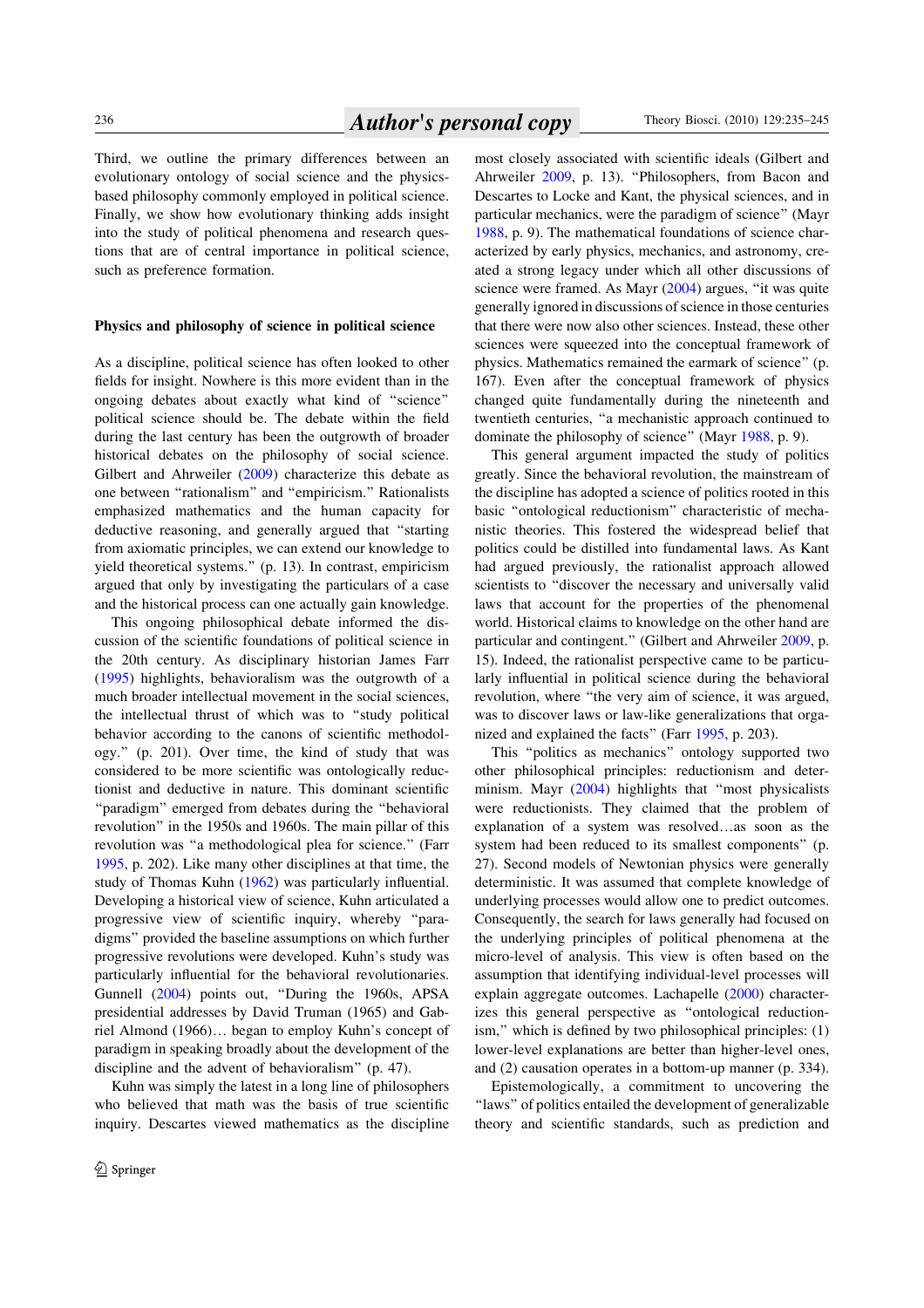Third, we outline the primary differences between an evolutionary ontology of social science and the physics-based philosophy commonly employed in political science. Finally, we show how evolutionary thinking adds insight into the study of political phenomena and research questions that are of central importance in political science, such as preference formation.

## Physics and philosophy of science in political science

As a discipline, political science has often looked to other fields for insight. Nowhere is this more evident than in the ongoing debates about exactly what kind of "science" political science should be. The debate within the field during the last century has been the outgrowth of broader historical debates on the philosophy of social science. Gilbert and Ahrweiler (2009) characterize this debate as one between "rationalism" and "empiricism." Rationalists emphasized mathematics and the human capacity for deductive reasoning, and generally argued that "starting from axiomatic principles, we can extend our knowledge to yield theoretical systems." (p. 13). In contrast, empiricism argued that only by investigating the particulars of a case and the historical process can one actually gain knowledge.

This ongoing philosophical debate informed the discussion of the scientific foundations of political science in the 20th century. As disciplinary historian James Farr (1995) highlights, behavioralism was the outgrowth of a much broader intellectual movement in the social sciences, the intellectual thrust of which was to "study political behavior according to the canons of scientific methodology." (p. 201). Over time, the kind of study that was considered to be more scientific was ontologically reductionist and deductive in nature. This dominant scientific "paradigm" emerged from debates during the "behavioral revolution" in the 1950s and 1960s. The main pillar of this revolution was "a methodological plea for science." (Farr 1995, p. 202). Like many other disciplines at that time, the study of Thomas Kuhn (1962) was particularly influential. Developing a historical view of science, Kuhn articulated a progressive view of scientific inquiry, whereby "paradigms" provided the baseline assumptions on which further progressive revolutions were developed. Kuhn's study was particularly influential for the behavioral revolutionaries. Gunnell (2004) points out, "During the 1960s, APSA presidential addresses by David Truman (1965) and Gabriel Almond (1966)… began to employ Kuhn's concept of paradigm in speaking broadly about the development of the discipline and the advent of behavioralism" (p. 47).

Kuhn was simply the latest in a long line of philosophers who believed that math was the basis of true scientific inquiry. Descartes viewed mathematics as the discipline most closely associated with scientific ideals (Gilbert and Ahrweiler 2009, p. 13). "Philosophers, from Bacon and Descartes to Locke and Kant, the physical sciences, and in particular mechanics, were the paradigm of science" (Mayr 1988, p. 9). The mathematical foundations of science characterized by early physics, mechanics, and astronomy, created a strong legacy under which all other discussions of science were framed. As Mayr (2004) argues, "it was quite generally ignored in discussions of science in those centuries that there were now also other sciences. Instead, these other sciences were squeezed into the conceptual framework of physics. Mathematics remained the earmark of science" (p. 167). Even after the conceptual framework of physics changed quite fundamentally during the nineteenth and twentieth centuries, "a mechanistic approach continued to dominate the philosophy of science" (Mayr 1988, p. 9).

This general argument impacted the study of politics greatly. Since the behavioral revolution, the mainstream of the discipline has adopted a science of politics rooted in this basic "ontological reductionism" characteristic of mechanistic theories. This fostered the widespread belief that politics could be distilled into fundamental laws. As Kant had argued previously, the rationalist approach allowed scientists to "discover the necessary and universally valid laws that account for the properties of the phenomenal world. Historical claims to knowledge on the other hand are particular and contingent." (Gilbert and Ahrweiler 2009, p. 15). Indeed, the rationalist perspective came to be particularly influential in political science during the behavioral revolution, where "the very aim of science, it was argued, was to discover laws or law-like generalizations that organized and explained the facts" (Farr 1995, p. 203).

This "politics as mechanics" ontology supported two other philosophical principles: reductionism and determinism. Mayr (2004) highlights that "most physicalists were reductionists. They claimed that the problem of explanation of a system was resolved…as soon as the system had been reduced to its smallest components" (p. 27). Second models of Newtonian physics were generally deterministic. It was assumed that complete knowledge of underlying processes would allow one to predict outcomes. Consequently, the search for laws generally had focused on the underlying principles of political phenomena at the micro-level of analysis. This view is often based on the assumption that identifying individual-level processes will explain aggregate outcomes. Lachapelle (2000) characterizes this general perspective as "ontological reductionism," which is defined by two philosophical principles: (1) lower-level explanations are better than higher-level ones, and (2) causation operates in a bottom-up manner (p. 334).

Epistemologically, a commitment to uncovering the "laws" of politics entailed the development of generalizable theory and scientific standards, such as prediction and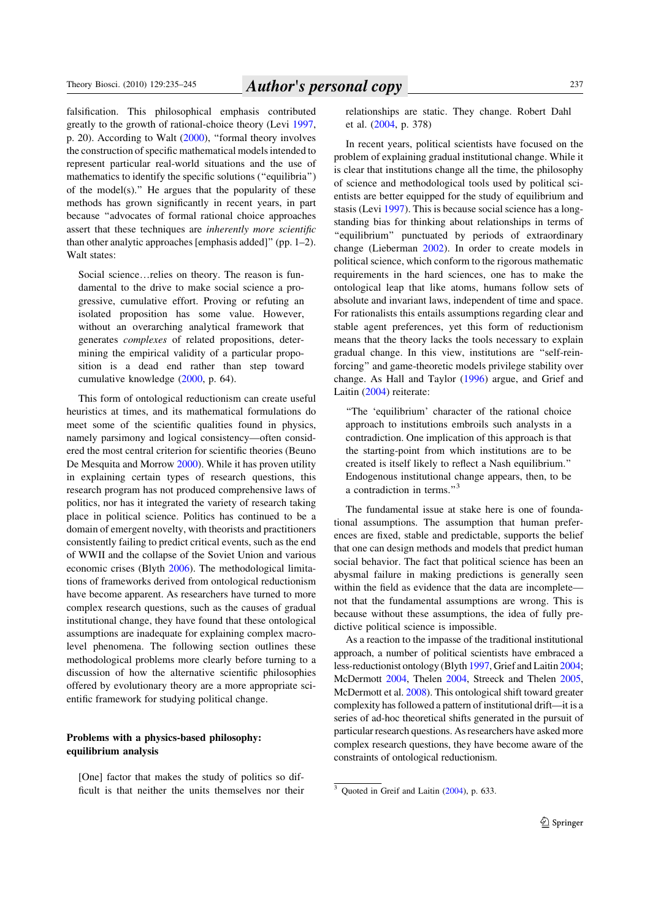falsification. This philosophical emphasis contributed greatly to the growth of rational-choice theory (Levi 1997, p. 20). According to Walt (2000), "formal theory involves the construction of specific mathematical models intended to represent particular real-world situations and the use of mathematics to identify the specific solutions ("equilibria") of the model(s)." He argues that the popularity of these methods has grown significantly in recent years, in part because "advocates of formal rational choice approaches assert that these techniques are *inherently more scientific* than other analytic approaches [emphasis added]" (pp. 1–2). Walt states:

> Social science…relies on theory. The reason is fundamental to the drive to make social science a progressive, cumulative effort. Proving or refuting an isolated proposition has some value. However, without an overarching analytical framework that generates *complexes* of related propositions, determining the empirical validity of a particular proposition is a dead end rather than step toward cumulative knowledge (2000, p. 64).

This form of ontological reductionism can create useful heuristics at times, and its mathematical formulations do meet some of the scientific qualities found in physics, namely parsimony and logical consistency—often considered the most central criterion for scientific theories (Beuno De Mesquita and Morrow 2000). While it has proven utility in explaining certain types of research questions, this research program has not produced comprehensive laws of politics, nor has it integrated the variety of research taking place in political science. Politics has continued to be a domain of emergent novelty, with theorists and practitioners consistently failing to predict critical events, such as the end of WWII and the collapse of the Soviet Union and various economic crises (Blyth 2006). The methodological limitations of frameworks derived from ontological reductionism have become apparent. As researchers have turned to more complex research questions, such as the causes of gradual institutional change, they have found that these ontological assumptions are inadequate for explaining complex macro-level phenomena. The following section outlines these methodological problems more clearly before turning to a discussion of how the alternative scientific philosophies offered by evolutionary theory are a more appropriate scientific framework for studying political change.

## Problems with a physics-based philosophy: equilibrium analysis

> [One] factor that makes the study of politics so difficult is that neither the units themselves nor their relationships are static. They change. Robert Dahl et al. (2004, p. 378)

In recent years, political scientists have focused on the problem of explaining gradual institutional change. While it is clear that institutions change all the time, the philosophy of science and methodological tools used by political scientists are better equipped for the study of equilibrium and stasis (Levi 1997). This is because social science has a long-standing bias for thinking about relationships in terms of "equilibrium" punctuated by periods of extraordinary change (Lieberman 2002). In order to create models in political science, which conform to the rigorous mathematic requirements in the hard sciences, one has to make the ontological leap that like atoms, humans follow sets of absolute and invariant laws, independent of time and space. For rationalists this entails assumptions regarding clear and stable agent preferences, yet this form of reductionism means that the theory lacks the tools necessary to explain gradual change. In this view, institutions are "self-reinforcing" and game-theoretic models privilege stability over change. As Hall and Taylor (1996) argue, and Greif and Laitin (2004) reiterate:

> "The 'equilibrium' character of the rational choice approach to institutions embroils such analysts in a contradiction. One implication of this approach is that the starting-point from which institutions are to be created is itself likely to reflect a Nash equilibrium." Endogenous institutional change appears, then, to be a contradiction in terms."[3]

The fundamental issue at stake here is one of foundational assumptions. The assumption that human preferences are fixed, stable and predictable, supports the belief that one can design methods and models that predict human social behavior. The fact that political science has been an abysmal failure in making predictions is generally seen within the field as evidence that the data are incomplete—not that the fundamental assumptions are wrong. This is because without these assumptions, the idea of fully predictive political science is impossible.

As a reaction to the impasse of the traditional institutional approach, a number of political scientists have embraced a less-reductionist ontology (Blyth 1997, Greif and Laitin 2004; McDermott 2004, Thelen 2004, Streeck and Thelen 2005, McDermott et al. 2008). This ontological shift toward greater complexity has followed a pattern of institutional drift—it is a series of ad-hoc theoretical shifts generated in the pursuit of particular research questions. As researchers have asked more complex research questions, they have become aware of the constraints of ontological reductionism.

[3] Quoted in Greif and Laitin (2004), p. 633.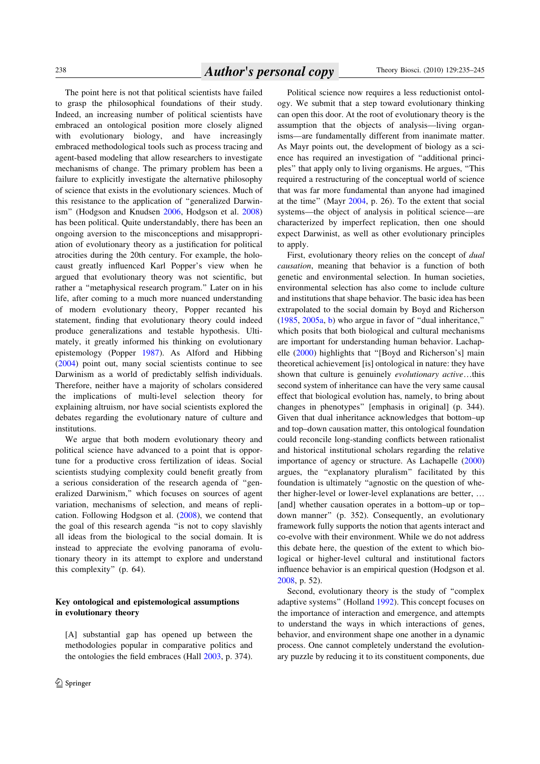The point here is not that political scientists have failed to grasp the philosophical foundations of their study. Indeed, an increasing number of political scientists have embraced an ontological position more closely aligned with evolutionary biology, and have increasingly embraced methodological tools such as process tracing and agent-based modeling that allow researchers to investigate mechanisms of change. The primary problem has been a failure to explicitly investigate the alternative philosophy of science that exists in the evolutionary sciences. Much of this resistance to the application of "generalized Darwinism" (Hodgson and Knudsen 2006, Hodgson et al. 2008) has been political. Quite understandably, there has been an ongoing aversion to the misconceptions and misappropriation of evolutionary theory as a justification for political atrocities during the 20th century. For example, the holocaust greatly influenced Karl Popper's view when he argued that evolutionary theory was not scientific, but rather a "metaphysical research program." Later on in his life, after coming to a much more nuanced understanding of modern evolutionary theory, Popper recanted his statement, finding that evolutionary theory could indeed produce generalizations and testable hypothesis. Ultimately, it greatly informed his thinking on evolutionary epistemology (Popper 1987). As Alford and Hibbing (2004) point out, many social scientists continue to see Darwinism as a world of predictably selfish individuals. Therefore, neither have a majority of scholars considered the implications of multi-level selection theory for explaining altruism, nor have social scientists explored the debates regarding the evolutionary nature of culture and institutions.

We argue that both modern evolutionary theory and political science have advanced to a point that is opportune for a productive cross fertilization of ideas. Social scientists studying complexity could benefit greatly from a serious consideration of the research agenda of "generalized Darwinism," which focuses on sources of agent variation, mechanisms of selection, and means of replication. Following Hodgson et al. (2008), we contend that the goal of this research agenda "is not to copy slavishly all ideas from the biological to the social domain. It is instead to appreciate the evolving panorama of evolutionary theory in its attempt to explore and understand this complexity" (p. 64).

## Key ontological and epistemological assumptions in evolutionary theory

> [A] substantial gap has opened up between the methodologies popular in comparative politics and the ontologies the field embraces (Hall 2003, p. 374).

Political science now requires a less reductionist ontology. We submit that a step toward evolutionary thinking can open this door. At the root of evolutionary theory is the assumption that the objects of analysis—living organisms—are fundamentally different from inanimate matter. As Mayr points out, the development of biology as a science has required an investigation of "additional principles" that apply only to living organisms. He argues, "This required a restructuring of the conceptual world of science that was far more fundamental than anyone had imagined at the time" (Mayr 2004, p. 26). To the extent that social systems—the object of analysis in political science—are characterized by imperfect replication, then one should expect Darwinist, as well as other evolutionary principles to apply.

First, evolutionary theory relies on the concept of *dual causation*, meaning that behavior is a function of both genetic and environmental selection. In human societies, environmental selection has also come to include culture and institutions that shape behavior. The basic idea has been extrapolated to the social domain by Boyd and Richerson (1985, 2005a, b) who argue in favor of "dual inheritance," which posits that both biological and cultural mechanisms are important for understanding human behavior. Lachapelle (2000) highlights that "[Boyd and Richerson's] main theoretical achievement [is] ontological in nature: they have shown that culture is genuinely *evolutionary active*…this second system of inheritance can have the very same causal effect that biological evolution has, namely, to bring about changes in phenotypes" [emphasis in original] (p. 344). Given that dual inheritance acknowledges that bottom–up and top–down causation matter, this ontological foundation could reconcile long-standing conflicts between rationalist and historical institutional scholars regarding the relative importance of agency or structure. As Lachapelle (2000) argues, the "explanatory pluralism" facilitated by this foundation is ultimately "agnostic on the question of whether higher-level or lower-level explanations are better, … [and] whether causation operates in a bottom–up or top–down manner" (p. 352). Consequently, an evolutionary framework fully supports the notion that agents interact and co-evolve with their environment. While we do not address this debate here, the question of the extent to which biological or higher-level cultural and institutional factors influence behavior is an empirical question (Hodgson et al. 2008, p. 52).

Second, evolutionary theory is the study of "complex adaptive systems" (Holland 1992). This concept focuses on the importance of interaction and emergence, and attempts to understand the ways in which interactions of genes, behavior, and environment shape one another in a dynamic process. One cannot completely understand the evolutionary puzzle by reducing it to its constituent components, due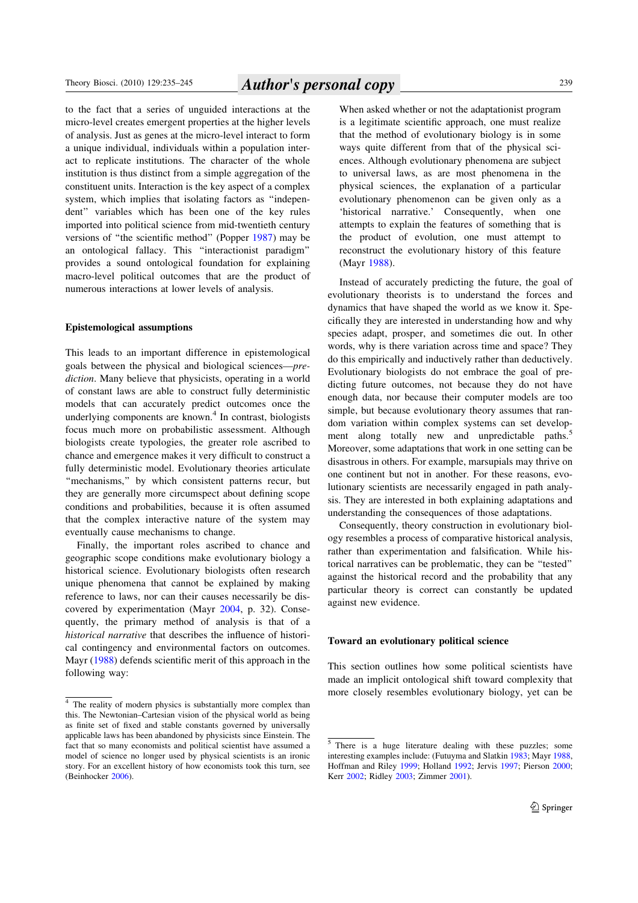to the fact that a series of unguided interactions at the micro-level creates emergent properties at the higher levels of analysis. Just as genes at the micro-level interact to form a unique individual, individuals within a population interact to replicate institutions. The character of the whole institution is thus distinct from a simple aggregation of the constituent units. Interaction is the key aspect of a complex system, which implies that isolating factors as "independent" variables which has been one of the key rules imported into political science from mid-twentieth century versions of "the scientific method" (Popper 1987) may be an ontological fallacy. This "interactionist paradigm" provides a sound ontological foundation for explaining macro-level political outcomes that are the product of numerous interactions at lower levels of analysis.

## Epistemological assumptions

This leads to an important difference in epistemological goals between the physical and biological sciences—*prediction*. Many believe that physicists, operating in a world of constant laws are able to construct fully deterministic models that can accurately predict outcomes once the underlying components are known.[4] In contrast, biologists focus much more on probabilistic assessment. Although biologists create typologies, the greater role ascribed to chance and emergence makes it very difficult to construct a fully deterministic model. Evolutionary theories articulate "mechanisms," by which consistent patterns recur, but they are generally more circumspect about defining scope conditions and probabilities, because it is often assumed that the complex interactive nature of the system may eventually cause mechanisms to change.

Finally, the important roles ascribed to chance and geographic scope conditions make evolutionary biology a historical science. Evolutionary biologists often research unique phenomena that cannot be explained by making reference to laws, nor can their causes necessarily be discovered by experimentation (Mayr 2004, p. 32). Consequently, the primary method of analysis is that of a *historical narrative* that describes the influence of historical contingency and environmental factors on outcomes. Mayr (1988) defends scientific merit of this approach in the following way:

> When asked whether or not the adaptationist program is a legitimate scientific approach, one must realize that the method of evolutionary biology is in some ways quite different from that of the physical sciences. Although evolutionary phenomena are subject to universal laws, as are most phenomena in the physical sciences, the explanation of a particular evolutionary phenomenon can be given only as a 'historical narrative.' Consequently, when one attempts to explain the features of something that is the product of evolution, one must attempt to reconstruct the evolutionary history of this feature (Mayr 1988).

Instead of accurately predicting the future, the goal of evolutionary theorists is to understand the forces and dynamics that have shaped the world as we know it. Specifically they are interested in understanding how and why species adapt, prosper, and sometimes die out. In other words, why is there variation across time and space? They do this empirically and inductively rather than deductively. Evolutionary biologists do not embrace the goal of predicting future outcomes, not because they do not have enough data, nor because their computer models are too simple, but because evolutionary theory assumes that random variation within complex systems can set development along totally new and unpredictable paths.[5] Moreover, some adaptations that work in one setting can be disastrous in others. For example, marsupials may thrive on one continent but not in another. For these reasons, evolutionary scientists are necessarily engaged in path analysis. They are interested in both explaining adaptations and understanding the consequences of those adaptations.

Consequently, theory construction in evolutionary biology resembles a process of comparative historical analysis, rather than experimentation and falsification. While historical narratives can be problematic, they can be "tested" against the historical record and the probability that any particular theory is correct can constantly be updated against new evidence.

## Toward an evolutionary political science

This section outlines how some political scientists have made an implicit ontological shift toward complexity that more closely resembles evolutionary biology, yet can be

[4] The reality of modern physics is substantially more complex than this. The Newtonian–Cartesian vision of the physical world as being as finite set of fixed and stable constants governed by universally applicable laws has been abandoned by physicists since Einstein. The fact that so many economists and political scientist have assumed a model of science no longer used by physical scientists is an ironic story. For an excellent history of how economists took this turn, see (Beinhocker 2006).

[5] There is a huge literature dealing with these puzzles; some interesting examples include: (Futuyma and Slatkin 1983; Mayr 1988, Hoffman and Riley 1999; Holland 1992; Jervis 1997; Pierson 2000; Kerr 2002; Ridley 2003; Zimmer 2001).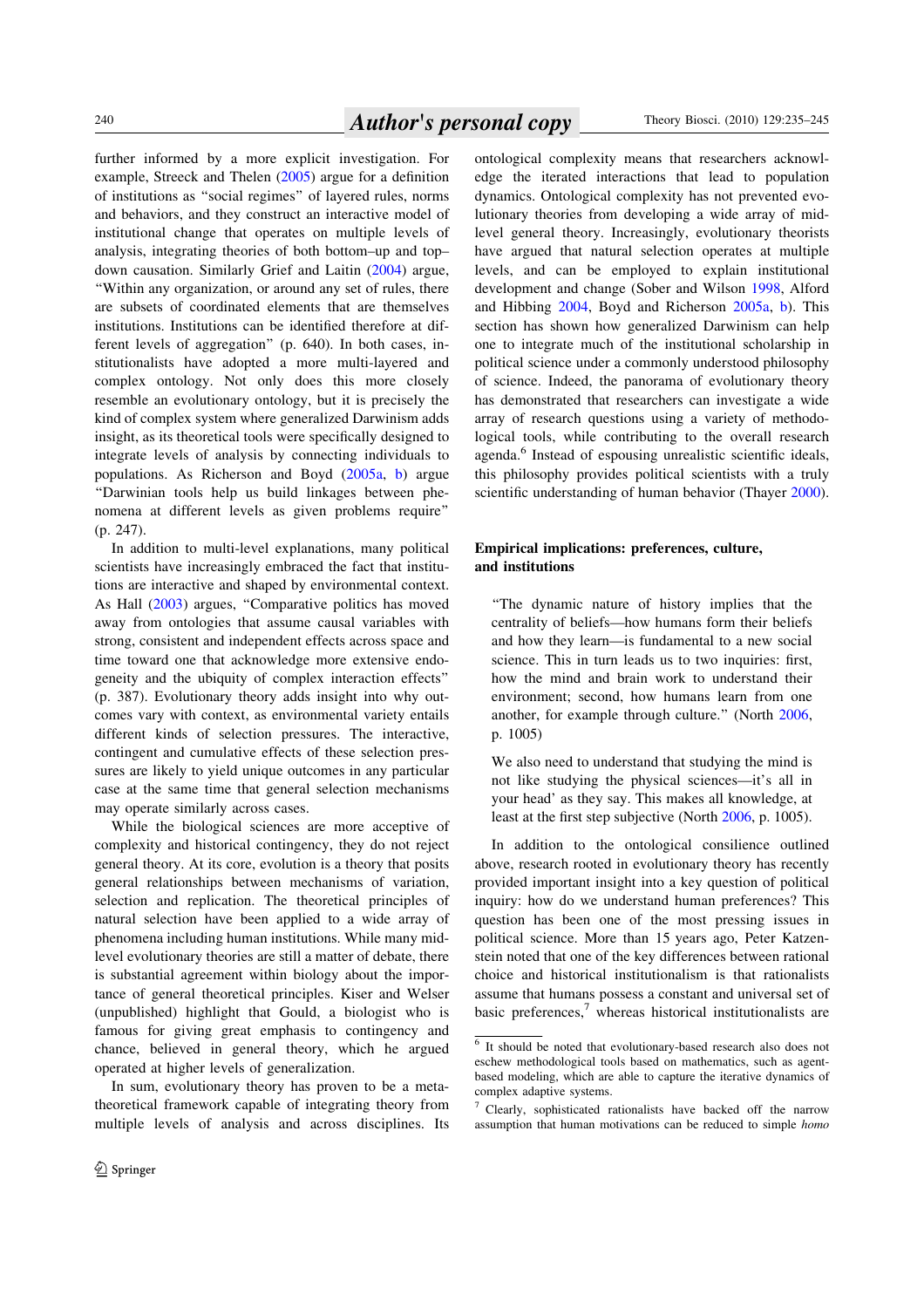further informed by a more explicit investigation. For example, Streeck and Thelen (2005) argue for a definition of institutions as "social regimes" of layered rules, norms and behaviors, and they construct an interactive model of institutional change that operates on multiple levels of analysis, integrating theories of both bottom–up and top–down causation. Similarly Grief and Laitin (2004) argue, "Within any organization, or around any set of rules, there are subsets of coordinated elements that are themselves institutions. Institutions can be identified therefore at different levels of aggregation" (p. 640). In both cases, institutionalists have adopted a more multi-layered and complex ontology. Not only does this more closely resemble an evolutionary ontology, but it is precisely the kind of complex system where generalized Darwinism adds insight, as its theoretical tools were specifically designed to integrate levels of analysis by connecting individuals to populations. As Richerson and Boyd (2005a, b) argue "Darwinian tools help us build linkages between phenomena at different levels as given problems require" (p. 247).

In addition to multi-level explanations, many political scientists have increasingly embraced the fact that institutions are interactive and shaped by environmental context. As Hall (2003) argues, "Comparative politics has moved away from ontologies that assume causal variables with strong, consistent and independent effects across space and time toward one that acknowledge more extensive endogeneity and the ubiquity of complex interaction effects" (p. 387). Evolutionary theory adds insight into why outcomes vary with context, as environmental variety entails different kinds of selection pressures. The interactive, contingent and cumulative effects of these selection pressures are likely to yield unique outcomes in any particular case at the same time that general selection mechanisms may operate similarly across cases.

While the biological sciences are more acceptive of complexity and historical contingency, they do not reject general theory. At its core, evolution is a theory that posits general relationships between mechanisms of variation, selection and replication. The theoretical principles of natural selection have been applied to a wide array of phenomena including human institutions. While many mid-level evolutionary theories are still a matter of debate, there is substantial agreement within biology about the importance of general theoretical principles. Kiser and Welser (unpublished) highlight that Gould, a biologist who is famous for giving great emphasis to contingency and chance, believed in general theory, which he argued operated at higher levels of generalization.

In sum, evolutionary theory has proven to be a meta-theoretical framework capable of integrating theory from multiple levels of analysis and across disciplines. Its ontological complexity means that researchers acknowledge the iterated interactions that lead to population dynamics. Ontological complexity has not prevented evolutionary theories from developing a wide array of mid-level general theory. Increasingly, evolutionary theorists have argued that natural selection operates at multiple levels, and can be employed to explain institutional development and change (Sober and Wilson 1998, Alford and Hibbing 2004, Boyd and Richerson 2005a, b). This section has shown how generalized Darwinism can help one to integrate much of the institutional scholarship in political science under a commonly understood philosophy of science. Indeed, the panorama of evolutionary theory has demonstrated that researchers can investigate a wide array of research questions using a variety of methodological tools, while contributing to the overall research agenda.[6] Instead of espousing unrealistic scientific ideals, this philosophy provides political scientists with a truly scientific understanding of human behavior (Thayer 2000).

## Empirical implications: preferences, culture, and institutions

> "The dynamic nature of history implies that the centrality of beliefs—how humans form their beliefs and how they learn—is fundamental to a new social science. This in turn leads us to two inquiries: first, how the mind and brain work to understand their environment; second, how humans learn from one another, for example through culture." (North 2006, p. 1005)

> We also need to understand that studying the mind is not like studying the physical sciences—it's all in your head' as they say. This makes all knowledge, at least at the first step subjective (North 2006, p. 1005).

In addition to the ontological consilience outlined above, research rooted in evolutionary theory has recently provided important insight into a key question of political inquiry: how do we understand human preferences? This question has been one of the most pressing issues in political science. More than 15 years ago, Peter Katzenstein noted that one of the key differences between rational choice and historical institutionalism is that rationalists assume that humans possess a constant and universal set of basic preferences,[7] whereas historical institutionalists are

---

[6] It should be noted that evolutionary-based research also does not eschew methodological tools based on mathematics, such as agent-based modeling, which are able to capture the iterative dynamics of complex adaptive systems.

[7] Clearly, sophisticated rationalists have backed off the narrow assumption that human motivations can be reduced to simple *homo*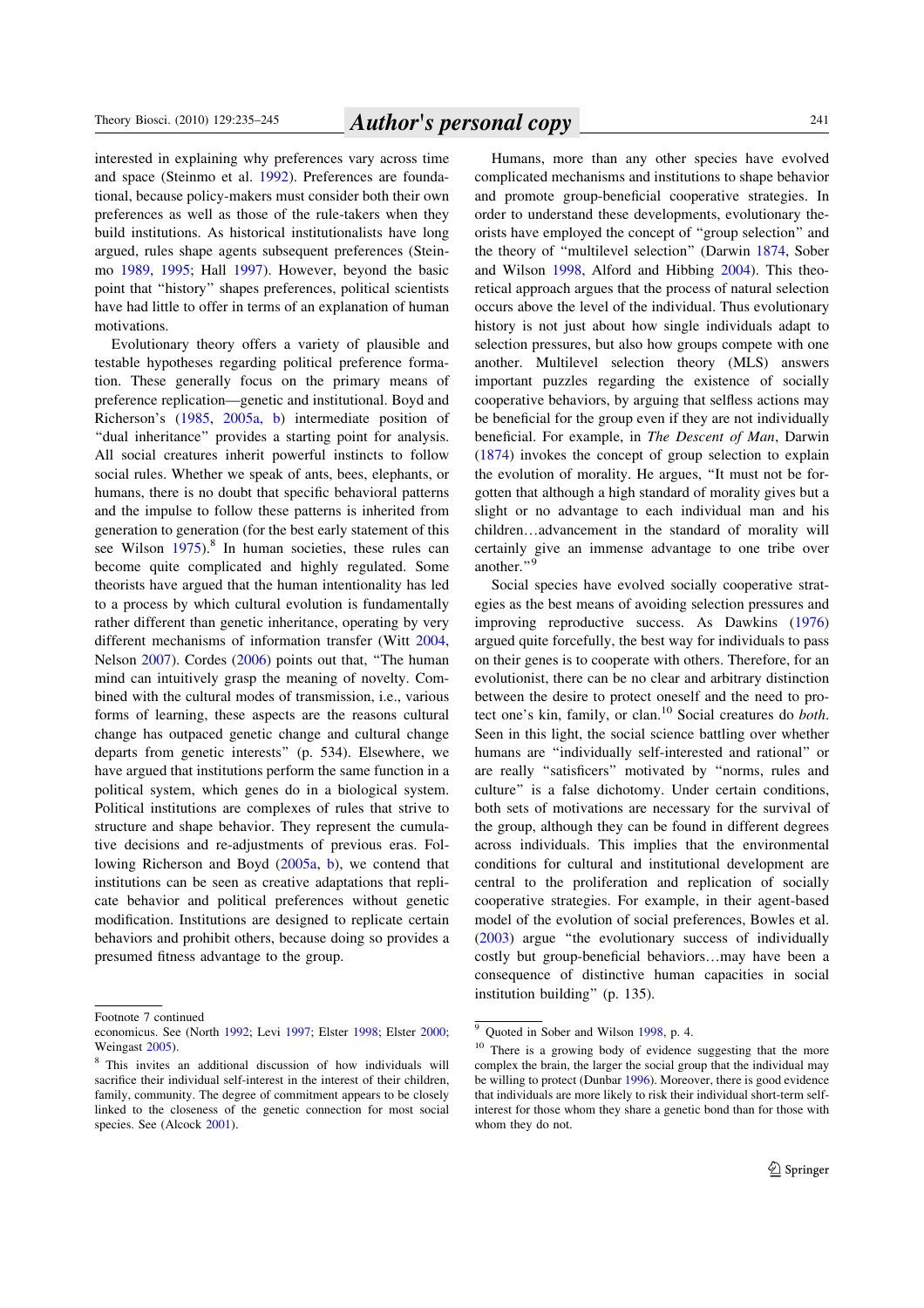interested in explaining why preferences vary across time and space (Steinmo et al. 1992). Preferences are foundational, because policy-makers must consider both their own preferences as well as those of the rule-takers when they build institutions. As historical institutionalists have long argued, rules shape agents subsequent preferences (Steinmo 1989, 1995; Hall 1997). However, beyond the basic point that "history" shapes preferences, political scientists have had little to offer in terms of an explanation of human motivations.

Evolutionary theory offers a variety of plausible and testable hypotheses regarding political preference formation. These generally focus on the primary means of preference replication—genetic and institutional. Boyd and Richerson's (1985, 2005a, b) intermediate position of "dual inheritance" provides a starting point for analysis. All social creatures inherit powerful instincts to follow social rules. Whether we speak of ants, bees, elephants, or humans, there is no doubt that specific behavioral patterns and the impulse to follow these patterns is inherited from generation to generation (for the best early statement of this see Wilson 1975).[8] In human societies, these rules can become quite complicated and highly regulated. Some theorists have argued that the human intentionality has led to a process by which cultural evolution is fundamentally rather different than genetic inheritance, operating by very different mechanisms of information transfer (Witt 2004, Nelson 2007). Cordes (2006) points out that, "The human mind can intuitively grasp the meaning of novelty. Combined with the cultural modes of transmission, i.e., various forms of learning, these aspects are the reasons cultural change has outpaced genetic change and cultural change departs from genetic interests" (p. 534). Elsewhere, we have argued that institutions perform the same function in a political system, which genes do in a biological system. Political institutions are complexes of rules that strive to structure and shape behavior. They represent the cumulative decisions and re-adjustments of previous eras. Following Richerson and Boyd (2005a, b), we contend that institutions can be seen as creative adaptations that replicate behavior and political preferences without genetic modification. Institutions are designed to replicate certain behaviors and prohibit others, because doing so provides a presumed fitness advantage to the group.

Humans, more than any other species have evolved complicated mechanisms and institutions to shape behavior and promote group-beneficial cooperative strategies. In order to understand these developments, evolutionary theorists have employed the concept of "group selection" and the theory of "multilevel selection" (Darwin 1874, Sober and Wilson 1998, Alford and Hibbing 2004). This theoretical approach argues that the process of natural selection occurs above the level of the individual. Thus evolutionary history is not just about how single individuals adapt to selection pressures, but also how groups compete with one another. Multilevel selection theory (MLS) answers important puzzles regarding the existence of socially cooperative behaviors, by arguing that selfless actions may be beneficial for the group even if they are not individually beneficial. For example, in *The Descent of Man*, Darwin (1874) invokes the concept of group selection to explain the evolution of morality. He argues, "It must not be forgotten that although a high standard of morality gives but a slight or no advantage to each individual man and his children…advancement in the standard of morality will certainly give an immense advantage to one tribe over another."[9]

Social species have evolved socially cooperative strategies as the best means of avoiding selection pressures and improving reproductive success. As Dawkins (1976) argued quite forcefully, the best way for individuals to pass on their genes is to cooperate with others. Therefore, for an evolutionist, there can be no clear and arbitrary distinction between the desire to protect oneself and the need to protect one's kin, family, or clan.[10] Social creatures do *both*. Seen in this light, the social science battling over whether humans are "individually self-interested and rational" or are really "satisficers" motivated by "norms, rules and culture" is a false dichotomy. Under certain conditions, both sets of motivations are necessary for the survival of the group, although they can be found in different degrees across individuals. This implies that the environmental conditions for cultural and institutional development are central to the proliferation and replication of socially cooperative strategies. For example, in their agent-based model of the evolution of social preferences, Bowles et al. (2003) argue "the evolutionary success of individually costly but group-beneficial behaviors…may have been a consequence of distinctive human capacities in social institution building" (p. 135).

---

Footnote 7 continued
economicus. See (North 1992; Levi 1997; Elster 1998; Elster 2000; Weingast 2005).

[8] This invites an additional discussion of how individuals will sacrifice their individual self-interest in the interest of their children, family, community. The degree of commitment appears to be closely linked to the closeness of the genetic connection for most social species. See (Alcock 2001).

[9] Quoted in Sober and Wilson 1998, p. 4.

[10] There is a growing body of evidence suggesting that the more complex the brain, the larger the social group that the individual may be willing to protect (Dunbar 1996). Moreover, there is good evidence that individuals are more likely to risk their individual short-term self-interest for those whom they share a genetic bond than for those with whom they do not.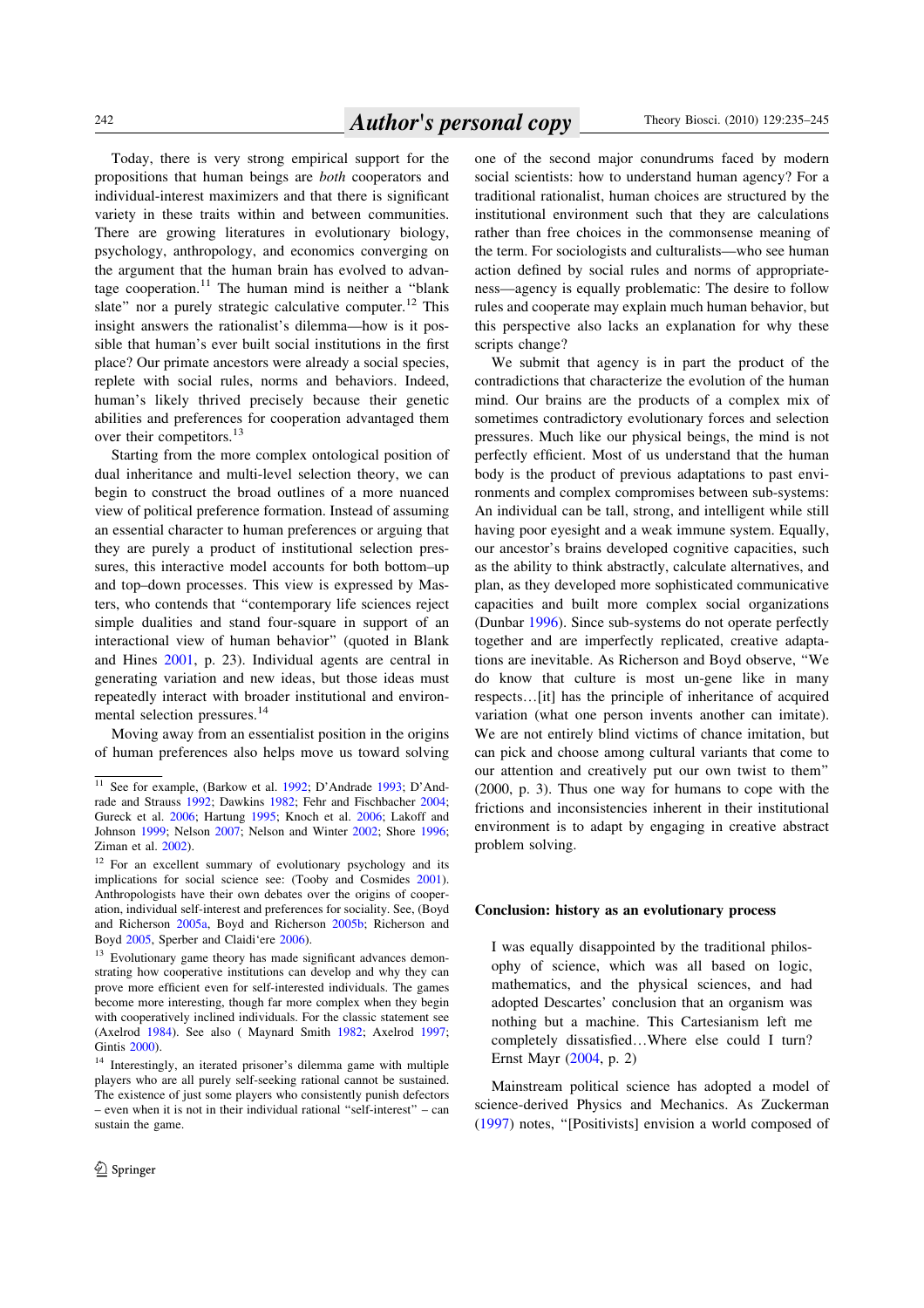Today, there is very strong empirical support for the propositions that human beings are *both* cooperators and individual-interest maximizers and that there is significant variety in these traits within and between communities. There are growing literatures in evolutionary biology, psychology, anthropology, and economics converging on the argument that the human brain has evolved to advantage cooperation.[11] The human mind is neither a "blank slate" nor a purely strategic calculative computer.[12] This insight answers the rationalist's dilemma—how is it possible that human's ever built social institutions in the first place? Our primate ancestors were already a social species, replete with social rules, norms and behaviors. Indeed, human's likely thrived precisely because their genetic abilities and preferences for cooperation advantaged them over their competitors.[13]

Starting from the more complex ontological position of dual inheritance and multi-level selection theory, we can begin to construct the broad outlines of a more nuanced view of political preference formation. Instead of assuming an essential character to human preferences or arguing that they are purely a product of institutional selection pressures, this interactive model accounts for both bottom–up and top–down processes. This view is expressed by Masters, who contends that "contemporary life sciences reject simple dualities and stand four-square in support of an interactional view of human behavior" (quoted in Blank and Hines 2001, p. 23). Individual agents are central in generating variation and new ideas, but those ideas must repeatedly interact with broader institutional and environmental selection pressures.[14]

Moving away from an essentialist position in the origins of human preferences also helps move us toward solving one of the second major conundrums faced by modern social scientists: how to understand human agency? For a traditional rationalist, human choices are structured by the institutional environment such that they are calculations rather than free choices in the commonsense meaning of the term. For sociologists and culturalists—who see human action defined by social rules and norms of appropriateness—agency is equally problematic: The desire to follow rules and cooperate may explain much human behavior, but this perspective also lacks an explanation for why these scripts change?

We submit that agency is in part the product of the contradictions that characterize the evolution of the human mind. Our brains are the products of a complex mix of sometimes contradictory evolutionary forces and selection pressures. Much like our physical beings, the mind is not perfectly efficient. Most of us understand that the human body is the product of previous adaptations to past environments and complex compromises between sub-systems: An individual can be tall, strong, and intelligent while still having poor eyesight and a weak immune system. Equally, our ancestor's brains developed cognitive capacities, such as the ability to think abstractly, calculate alternatives, and plan, as they developed more sophisticated communicative capacities and built more complex social organizations (Dunbar 1996). Since sub-systems do not operate perfectly together and are imperfectly replicated, creative adaptations are inevitable. As Richerson and Boyd observe, "We do know that culture is most un-gene like in many respects…[it] has the principle of inheritance of acquired variation (what one person invents another can imitate). We are not entirely blind victims of chance imitation, but can pick and choose among cultural variants that come to our attention and creatively put our own twist to them" (2000, p. 3). Thus one way for humans to cope with the frictions and inconsistencies inherent in their institutional environment is to adapt by engaging in creative abstract problem solving.

## Conclusion: history as an evolutionary process

> I was equally disappointed by the traditional philosophy of science, which was all based on logic, mathematics, and the physical sciences, and had adopted Descartes' conclusion that an organism was nothing but a machine. This Cartesianism left me completely dissatisfied…Where else could I turn? Ernst Mayr (2004, p. 2)

Mainstream political science has adopted a model of science-derived Physics and Mechanics. As Zuckerman (1997) notes, "[Positivists] envision a world composed of

---

[11] See for example, (Barkow et al. 1992; D'Andrade 1993; D'Andrade and Strauss 1992; Dawkins 1982; Fehr and Fischbacher 2004; Gureck et al. 2006; Hartung 1995; Knoch et al. 2006; Lakoff and Johnson 1999; Nelson 2007; Nelson and Winter 2002; Shore 1996; Ziman et al. 2002).

[12] For an excellent summary of evolutionary psychology and its implications for social science see: (Tooby and Cosmides 2001). Anthropologists have their own debates over the origins of cooperation, individual self-interest and preferences for sociality. See, (Boyd and Richerson 2005a, Boyd and Richerson 2005b; Richerson and Boyd 2005, Sperber and Claidi'ere 2006).

[13] Evolutionary game theory has made significant advances demonstrating how cooperative institutions can develop and why they can prove more efficient even for self-interested individuals. The games become more interesting, though far more complex when they begin with cooperatively inclined individuals. For the classic statement see (Axelrod 1984). See also ( Maynard Smith 1982; Axelrod 1997; Gintis 2000).

[14] Interestingly, an iterated prisoner's dilemma game with multiple players who are all purely self-seeking rational cannot be sustained. The existence of just some players who consistently punish defectors – even when it is not in their individual rational "self-interest" – can sustain the game.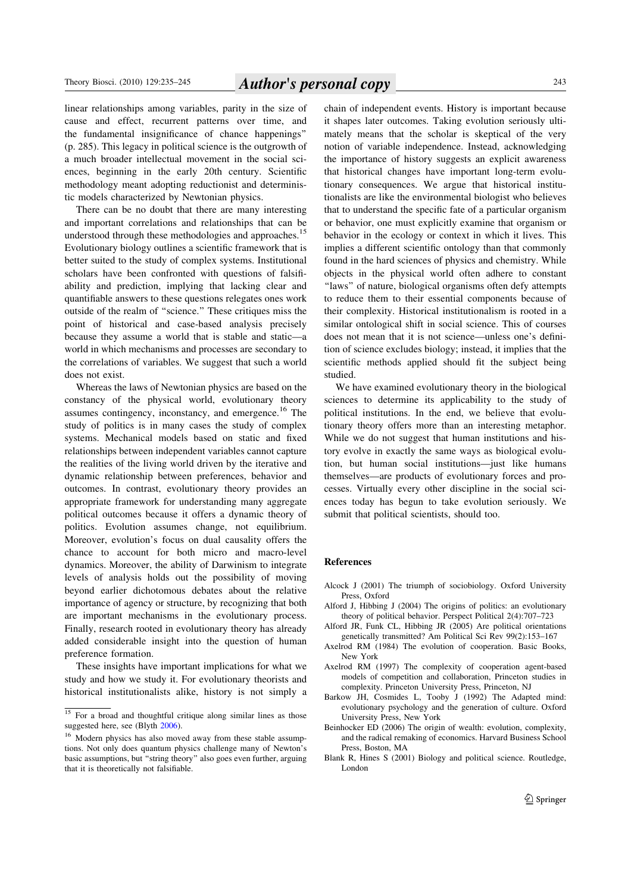linear relationships among variables, parity in the size of cause and effect, recurrent patterns over time, and the fundamental insignificance of chance happenings" (p. 285). This legacy in political science is the outgrowth of a much broader intellectual movement in the social sciences, beginning in the early 20th century. Scientific methodology meant adopting reductionist and deterministic models characterized by Newtonian physics.

There can be no doubt that there are many interesting and important correlations and relationships that can be understood through these methodologies and approaches.[15] Evolutionary biology outlines a scientific framework that is better suited to the study of complex systems. Institutional scholars have been confronted with questions of falsifiability and prediction, implying that lacking clear and quantifiable answers to these questions relegates ones work outside of the realm of "science." These critiques miss the point of historical and case-based analysis precisely because they assume a world that is stable and static—a world in which mechanisms and processes are secondary to the correlations of variables. We suggest that such a world does not exist.

Whereas the laws of Newtonian physics are based on the constancy of the physical world, evolutionary theory assumes contingency, inconstancy, and emergence.[16] The study of politics is in many cases the study of complex systems. Mechanical models based on static and fixed relationships between independent variables cannot capture the realities of the living world driven by the iterative and dynamic relationship between preferences, behavior and outcomes. In contrast, evolutionary theory provides an appropriate framework for understanding many aggregate political outcomes because it offers a dynamic theory of politics. Evolution assumes change, not equilibrium. Moreover, evolution's focus on dual causality offers the chance to account for both micro and macro-level dynamics. Moreover, the ability of Darwinism to integrate levels of analysis holds out the possibility of moving beyond earlier dichotomous debates about the relative importance of agency or structure, by recognizing that both are important mechanisms in the evolutionary process. Finally, research rooted in evolutionary theory has already added considerable insight into the question of human preference formation.

These insights have important implications for what we study and how we study it. For evolutionary theorists and historical institutionalists alike, history is not simply a chain of independent events. History is important because it shapes later outcomes. Taking evolution seriously ultimately means that the scholar is skeptical of the very notion of variable independence. Instead, acknowledging the importance of history suggests an explicit awareness that historical changes have important long-term evolutionary consequences. We argue that historical institutionalists are like the environmental biologist who believes that to understand the specific fate of a particular organism or behavior, one must explicitly examine that organism or behavior in the ecology or context in which it lives. This implies a different scientific ontology than that commonly found in the hard sciences of physics and chemistry. While objects in the physical world often adhere to constant "laws" of nature, biological organisms often defy attempts to reduce them to their essential components because of their complexity. Historical institutionalism is rooted in a similar ontological shift in social science. This of courses does not mean that it is not science—unless one's definition of science excludes biology; instead, it implies that the scientific methods applied should fit the subject being studied.

We have examined evolutionary theory in the biological sciences to determine its applicability to the study of political institutions. In the end, we believe that evolutionary theory offers more than an interesting metaphor. While we do not suggest that human institutions and history evolve in exactly the same ways as biological evolution, but human social institutions—just like humans themselves—are products of evolutionary forces and processes. Virtually every other discipline in the social sciences today has begun to take evolution seriously. We submit that political scientists, should too.

[15] For a broad and thoughtful critique along similar lines as those suggested here, see (Blyth 2006).

[16] Modern physics has also moved away from these stable assumptions. Not only does quantum physics challenge many of Newton's basic assumptions, but "string theory" also goes even further, arguing that it is theoretically not falsifiable.

## References

Alcock J (2001) The triumph of sociobiology. Oxford University Press, Oxford

Alford J, Hibbing J (2004) The origins of politics: an evolutionary theory of political behavior. Perspect Political 2(4):707–723

Alford JR, Funk CL, Hibbing JR (2005) Are political orientations genetically transmitted? Am Political Sci Rev 99(2):153–167

Axelrod RM (1984) The evolution of cooperation. Basic Books, New York

Axelrod RM (1997) The complexity of cooperation agent-based models of competition and collaboration, Princeton studies in complexity. Princeton University Press, Princeton, NJ

Barkow JH, Cosmides L, Tooby J (1992) The Adapted mind: evolutionary psychology and the generation of culture. Oxford University Press, New York

Beinhocker ED (2006) The origin of wealth: evolution, complexity, and the radical remaking of economics. Harvard Business School Press, Boston, MA

Blank R, Hines S (2001) Biology and political science. Routledge, London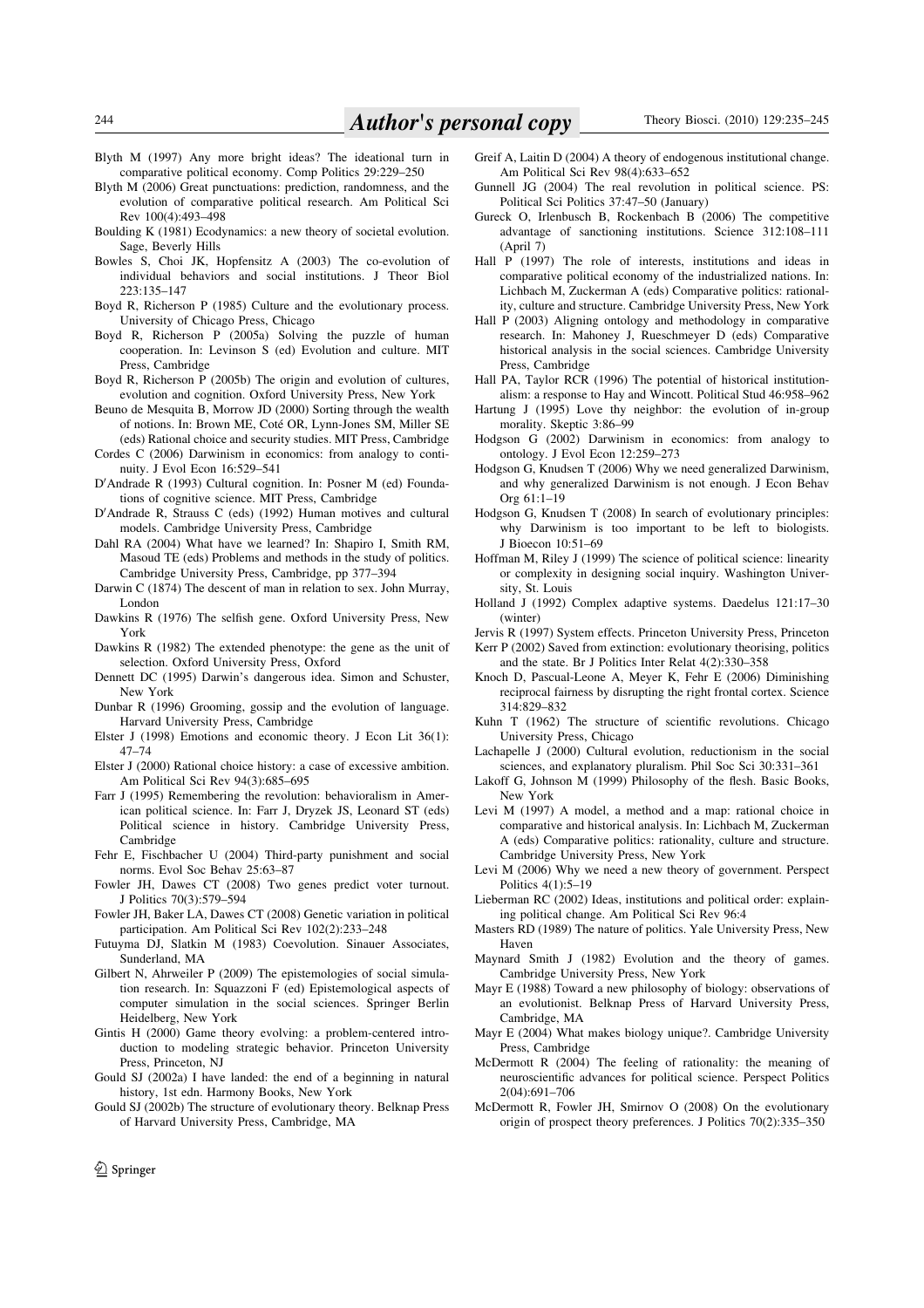Blyth M (1997) Any more bright ideas? The ideational turn in comparative political economy. Comp Politics 29:229–250

Blyth M (2006) Great punctuations: prediction, randomness, and the evolution of comparative political research. Am Political Sci Rev 100(4):493–498

Boulding K (1981) Ecodynamics: a new theory of societal evolution. Sage, Beverly Hills

Bowles S, Choi JK, Hopfensitz A (2003) The co-evolution of individual behaviors and social institutions. J Theor Biol 223:135–147

Boyd R, Richerson P (1985) Culture and the evolutionary process. University of Chicago Press, Chicago

Boyd R, Richerson P (2005a) Solving the puzzle of human cooperation. In: Levinson S (ed) Evolution and culture. MIT Press, Cambridge

Boyd R, Richerson P (2005b) The origin and evolution of cultures, evolution and cognition. Oxford University Press, New York

Beuno de Mesquita B, Morrow JD (2000) Sorting through the wealth of notions. In: Brown ME, Coté OR, Lynn-Jones SM, Miller SE (eds) Rational choice and security studies. MIT Press, Cambridge

Cordes C (2006) Darwinism in economics: from analogy to continuity. J Evol Econ 16:529–541

D′Andrade R (1993) Cultural cognition. In: Posner M (ed) Foundations of cognitive science. MIT Press, Cambridge

D′Andrade R, Strauss C (eds) (1992) Human motives and cultural models. Cambridge University Press, Cambridge

Dahl RA (2004) What have we learned? In: Shapiro I, Smith RM, Masoud TE (eds) Problems and methods in the study of politics. Cambridge University Press, Cambridge, pp 377–394

Darwin C (1874) The descent of man in relation to sex. John Murray, London

Dawkins R (1976) The selfish gene. Oxford University Press, New York

Dawkins R (1982) The extended phenotype: the gene as the unit of selection. Oxford University Press, Oxford

Dennett DC (1995) Darwin's dangerous idea. Simon and Schuster, New York

Dunbar R (1996) Grooming, gossip and the evolution of language. Harvard University Press, Cambridge

Elster J (1998) Emotions and economic theory. J Econ Lit 36(1): 47–74

Elster J (2000) Rational choice history: a case of excessive ambition. Am Political Sci Rev 94(3):685–695

Farr J (1995) Remembering the revolution: behavioralism in American political science. In: Farr J, Dryzek JS, Leonard ST (eds) Political science in history. Cambridge University Press, Cambridge

Fehr E, Fischbacher U (2004) Third-party punishment and social norms. Evol Soc Behav 25:63–87

Fowler JH, Dawes CT (2008) Two genes predict voter turnout. J Politics 70(3):579–594

Fowler JH, Baker LA, Dawes CT (2008) Genetic variation in political participation. Am Political Sci Rev 102(2):233–248

Futuyma DJ, Slatkin M (1983) Coevolution. Sinauer Associates, Sunderland, MA

Gilbert N, Ahrweiler P (2009) The epistemologies of social simulation research. In: Squazzoni F (ed) Epistemological aspects of computer simulation in the social sciences. Springer Berlin Heidelberg, New York

Gintis H (2000) Game theory evolving: a problem-centered introduction to modeling strategic behavior. Princeton University Press, Princeton, NJ

Gould SJ (2002a) I have landed: the end of a beginning in natural history, 1st edn. Harmony Books, New York

Gould SJ (2002b) The structure of evolutionary theory. Belknap Press of Harvard University Press, Cambridge, MA

Greif A, Laitin D (2004) A theory of endogenous institutional change. Am Political Sci Rev 98(4):633–652

Gunnell JG (2004) The real revolution in political science. PS: Political Sci Politics 37:47–50 (January)

Gureck O, Irlenbusch B, Rockenbach B (2006) The competitive advantage of sanctioning institutions. Science 312:108–111 (April 7)

Hall P (1997) The role of interests, institutions and ideas in comparative political economy of the industrialized nations. In: Lichbach M, Zuckerman A (eds) Comparative politics: rationality, culture and structure. Cambridge University Press, New York

Hall P (2003) Aligning ontology and methodology in comparative research. In: Mahoney J, Rueschmeyer D (eds) Comparative historical analysis in the social sciences. Cambridge University Press, Cambridge

Hall PA, Taylor RCR (1996) The potential of historical institutionalism: a response to Hay and Wincott. Political Stud 46:958–962

Hartung J (1995) Love thy neighbor: the evolution of in-group morality. Skeptic 3:86–99

Hodgson G (2002) Darwinism in economics: from analogy to ontology. J Evol Econ 12:259–273

Hodgson G, Knudsen T (2006) Why we need generalized Darwinism, and why generalized Darwinism is not enough. J Econ Behav Org 61:1–19

Hodgson G, Knudsen T (2008) In search of evolutionary principles: why Darwinism is too important to be left to biologists. J Bioecon 10:51–69

Hoffman M, Riley J (1999) The science of political science: linearity or complexity in designing social inquiry. Washington University, St. Louis

Holland J (1992) Complex adaptive systems. Daedelus 121:17–30 (winter)

Jervis R (1997) System effects. Princeton University Press, Princeton

Kerr P (2002) Saved from extinction: evolutionary theorising, politics and the state. Br J Politics Inter Relat 4(2):330–358

Knoch D, Pascual-Leone A, Meyer K, Fehr E (2006) Diminishing reciprocal fairness by disrupting the right frontal cortex. Science 314:829–832

Kuhn T (1962) The structure of scientific revolutions. Chicago University Press, Chicago

Lachapelle J (2000) Cultural evolution, reductionism in the social sciences, and explanatory pluralism. Phil Soc Sci 30:331–361

Lakoff G, Johnson M (1999) Philosophy of the flesh. Basic Books, New York

Levi M (1997) A model, a method and a map: rational choice in comparative and historical analysis. In: Lichbach M, Zuckerman A (eds) Comparative politics: rationality, culture and structure. Cambridge University Press, New York

Levi M (2006) Why we need a new theory of government. Perspect Politics 4(1):5–19

Lieberman RC (2002) Ideas, institutions and political order: explaining political change. Am Political Sci Rev 96:4

Masters RD (1989) The nature of politics. Yale University Press, New Haven

Maynard Smith J (1982) Evolution and the theory of games. Cambridge University Press, New York

Mayr E (1988) Toward a new philosophy of biology: observations of an evolutionist. Belknap Press of Harvard University Press, Cambridge, MA

Mayr E (2004) What makes biology unique?. Cambridge University Press, Cambridge

McDermott R (2004) The feeling of rationality: the meaning of neuroscientific advances for political science. Perspect Politics 2(04):691–706

McDermott R, Fowler JH, Smirnov O (2008) On the evolutionary origin of prospect theory preferences. J Politics 70(2):335–350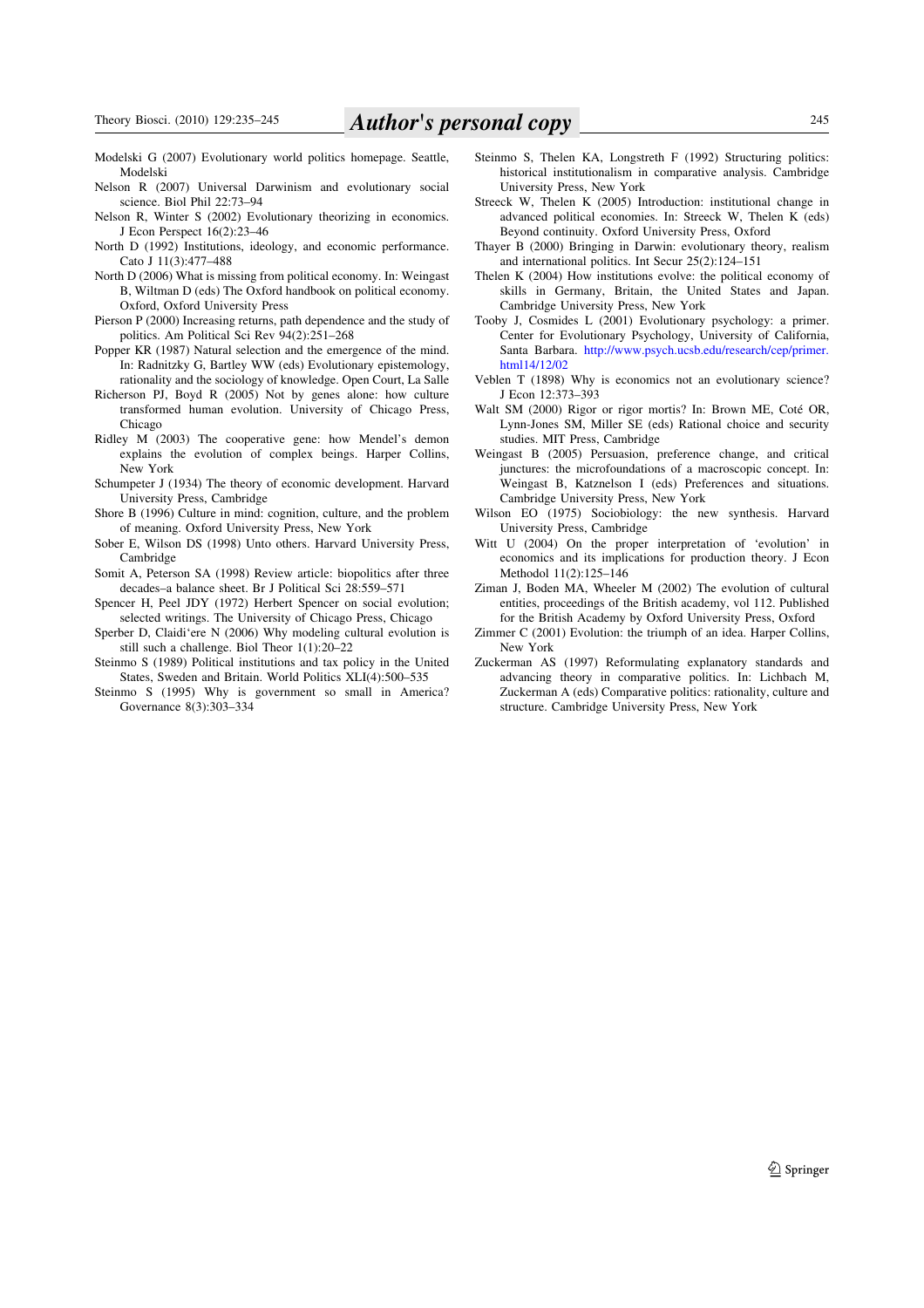Modelski G (2007) Evolutionary world politics homepage. Seattle, Modelski

Nelson R (2007) Universal Darwinism and evolutionary social science. Biol Phil 22:73–94

Nelson R, Winter S (2002) Evolutionary theorizing in economics. J Econ Perspect 16(2):23–46

North D (1992) Institutions, ideology, and economic performance. Cato J 11(3):477–488

North D (2006) What is missing from political economy. In: Weingast B, Wiltman D (eds) The Oxford handbook on political economy. Oxford, Oxford University Press

Pierson P (2000) Increasing returns, path dependence and the study of politics. Am Political Sci Rev 94(2):251–268

Popper KR (1987) Natural selection and the emergence of the mind. In: Radnitzky G, Bartley WW (eds) Evolutionary epistemology, rationality and the sociology of knowledge. Open Court, La Salle

Richerson PJ, Boyd R (2005) Not by genes alone: how culture transformed human evolution. University of Chicago Press, Chicago

Ridley M (2003) The cooperative gene: how Mendel's demon explains the evolution of complex beings. Harper Collins, New York

Schumpeter J (1934) The theory of economic development. Harvard University Press, Cambridge

Shore B (1996) Culture in mind: cognition, culture, and the problem of meaning. Oxford University Press, New York

Sober E, Wilson DS (1998) Unto others. Harvard University Press, Cambridge

Somit A, Peterson SA (1998) Review article: biopolitics after three decades–a balance sheet. Br J Political Sci 28:559–571

Spencer H, Peel JDY (1972) Herbert Spencer on social evolution; selected writings. The University of Chicago Press, Chicago

Sperber D, Claidi'ere N (2006) Why modeling cultural evolution is still such a challenge. Biol Theor 1(1):20–22

Steinmo S (1989) Political institutions and tax policy in the United States, Sweden and Britain. World Politics XLI(4):500–535

Steinmo S (1995) Why is government so small in America? Governance 8(3):303–334

Steinmo S, Thelen KA, Longstreth F (1992) Structuring politics: historical institutionalism in comparative analysis. Cambridge University Press, New York

Streeck W, Thelen K (2005) Introduction: institutional change in advanced political economies. In: Streeck W, Thelen K (eds) Beyond continuity. Oxford University Press, Oxford

Thayer B (2000) Bringing in Darwin: evolutionary theory, realism and international politics. Int Secur 25(2):124–151

Thelen K (2004) How institutions evolve: the political economy of skills in Germany, Britain, the United States and Japan. Cambridge University Press, New York

Tooby J, Cosmides L (2001) Evolutionary psychology: a primer. Center for Evolutionary Psychology, University of California, Santa Barbara. http://www.psych.ucsb.edu/research/cep/primer.html14/12/02

Veblen T (1898) Why is economics not an evolutionary science? J Econ 12:373–393

Walt SM (2000) Rigor or rigor mortis? In: Brown ME, Coté OR, Lynn-Jones SM, Miller SE (eds) Rational choice and security studies. MIT Press, Cambridge

Weingast B (2005) Persuasion, preference change, and critical junctures: the microfoundations of a macroscopic concept. In: Weingast B, Katznelson I (eds) Preferences and situations. Cambridge University Press, New York

Wilson EO (1975) Sociobiology: the new synthesis. Harvard University Press, Cambridge

Witt U (2004) On the proper interpretation of 'evolution' in economics and its implications for production theory. J Econ Methodol 11(2):125–146

Ziman J, Boden MA, Wheeler M (2002) The evolution of cultural entities, proceedings of the British academy, vol 112. Published for the British Academy by Oxford University Press, Oxford

Zimmer C (2001) Evolution: the triumph of an idea. Harper Collins, New York

Zuckerman AS (1997) Reformulating explanatory standards and advancing theory in comparative politics. In: Lichbach M, Zuckerman A (eds) Comparative politics: rationality, culture and structure. Cambridge University Press, New York